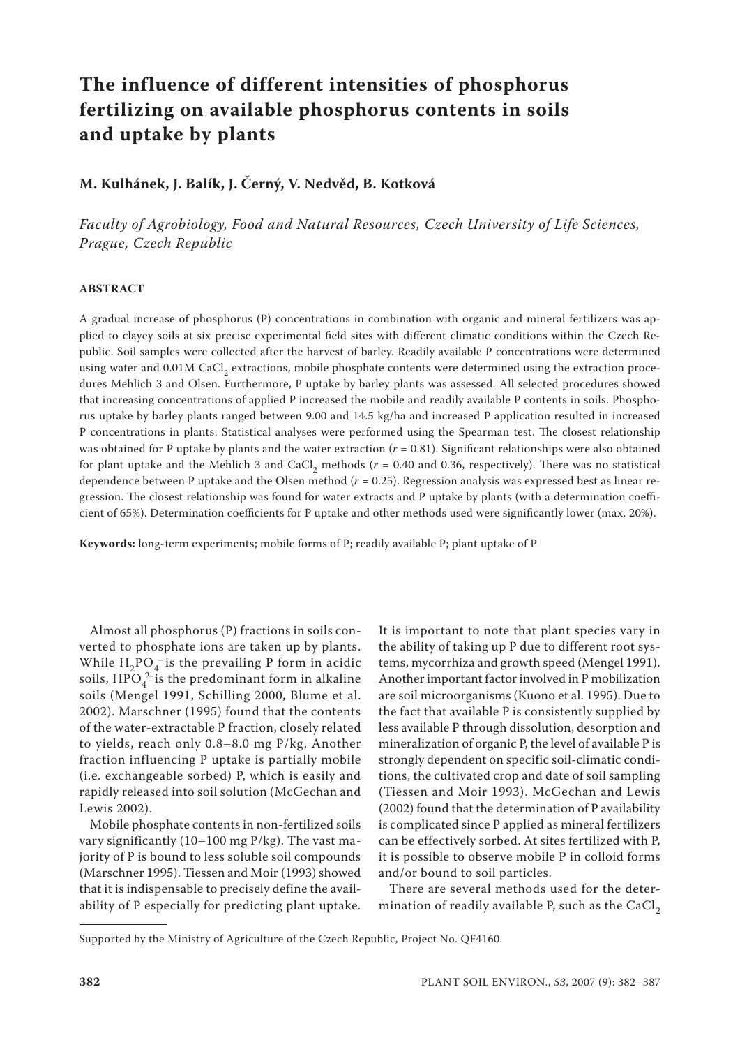# The influence of different intensities of phosphorus fertilizing on available phosphorus contents in soils and uptake by plants

**M. Kulhánek, J. Balík, J. Černý, V. Nedvěd, B. Kotková**

*Faculty of Agrobiology, Food and Natural Resources, Czech University of Life Sciences, Prague, Czech Republic*

## ABSTRACT

A gradual increase of phosphorus (P) concentrations in combination with organic and mineral fertilizers was applied to clayey soils at six precise experimental field sites with different climatic conditions within the Czech Republic. Soil samples were collected after the harvest of barley. Readily available P concentrations were determined using water and 0.01M $CaCl_2$ extractions, mobile phosphate contents were determined using the extraction procedures Mehlich 3 and Olsen. Furthermore, P uptake by barley plants was assessed. All selected procedures showed that increasing concentrations of applied P increased the mobile and readily available P contents in soils. Phosphorus uptake by barley plants ranged between 9.00 and 14.5 kg/ha and increased P application resulted in increased P concentrations in plants. Statistical analyses were performed using the Spearman test. The closest relationship was obtained for P uptake by plants and the water extraction ($r$ = 0.81). Significant relationships were also obtained for plant uptake and the Mehlich 3 and $CaCl_2$ methods ($r$ = 0.40 and 0.36, respectively). There was no statistical dependence between P uptake and the Olsen method ($r$ = 0.25). Regression analysis was expressed best as linear regression. The closest relationship was found for water extracts and P uptake by plants (with a determination coefficient of 65%). Determination coefficients for P uptake and other methods used were significantly lower (max. 20%).

**Keywords:** long-term experiments; mobile forms of P; readily available P; plant uptake of P

Almost all phosphorus (P) fractions in soils converted to phosphate ions are taken up by plants. While $H_2PO_4^-$ is the prevailing P form in acidic soils, $HPO_4^{2-}$ is the predominant form in alkaline soils (Mengel 1991, Schilling 2000, Blume et al. 2002). Marschner (1995) found that the contents of the water-extractable P fraction, closely related to yields, reach only 0.8–8.0 mg P/kg. Another fraction influencing P uptake is partially mobile (i.e. exchangeable sorbed) P, which is easily and rapidly released into soil solution (McGechan and Lewis 2002).

Mobile phosphate contents in non-fertilized soils vary significantly (10–100 mg P/kg). The vast majority of P is bound to less soluble soil compounds (Marschner 1995). Tiessen and Moir (1993) showed that it is indispensable to precisely define the availability of P especially for predicting plant uptake. It is important to note that plant species vary in the ability of taking up P due to different root systems, mycorrhiza and growth speed (Mengel 1991). Another important factor involved in P mobilization are soil microorganisms (Kuono et al. 1995). Due to the fact that available P is consistently supplied by less available P through dissolution, desorption and mineralization of organic P, the level of available P is strongly dependent on specific soil-climatic conditions, the cultivated crop and date of soil sampling (Tiessen and Moir 1993). McGechan and Lewis (2002) found that the determination of P availability is complicated since P applied as mineral fertilizers can be effectively sorbed. At sites fertilized with P, it is possible to observe mobile P in colloid forms and/or bound to soil particles.

There are several methods used for the determination of readily available P, such as the $CaCl_2$

Supported by the Ministry of Agriculture of the Czech Republic, Project No. QF4160.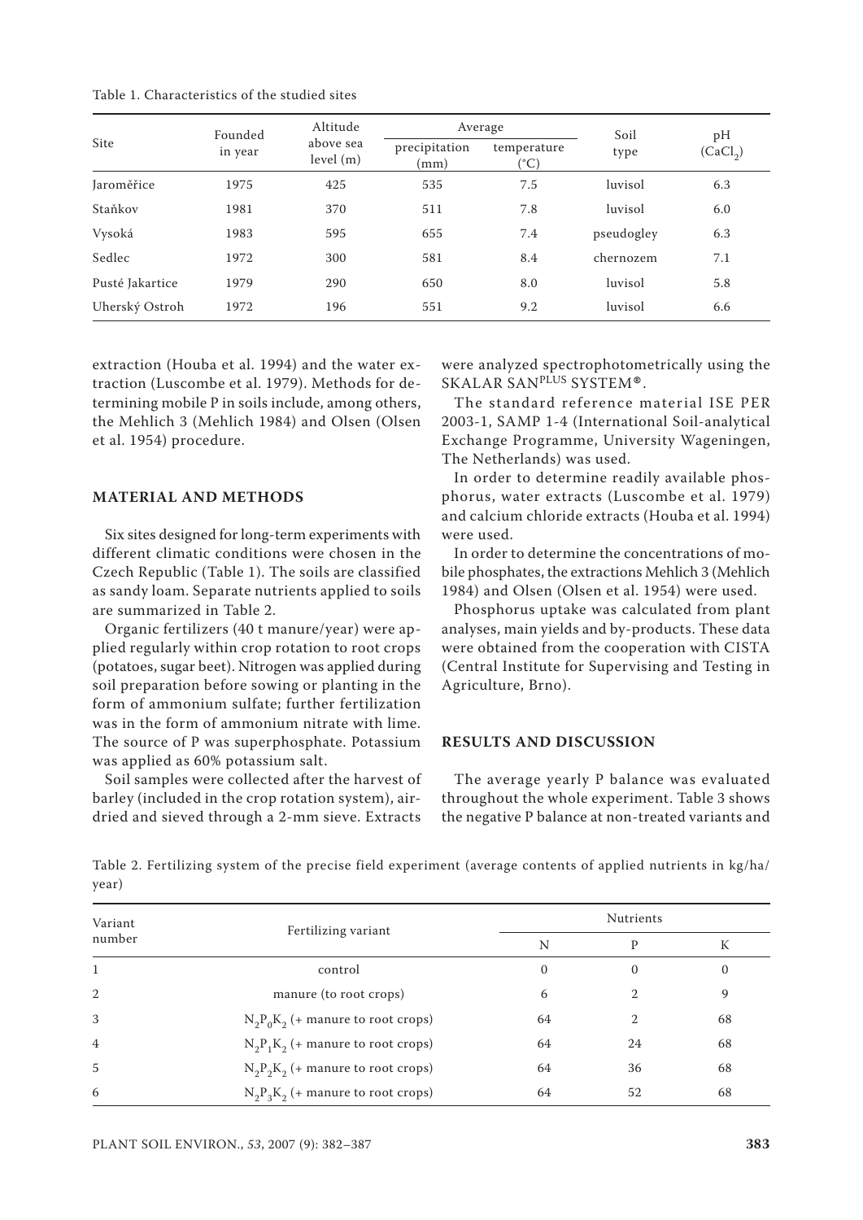Table 1. Characteristics of the studied sites

| Site | Founded in year | Altitude above sea level (m) | Average | | Soil type | pH ($CaCl_2$) |
|---|---|---|---|---|---|---|
| | | | precipitation (mm) | temperature (°C) | | |
| Jaroměřice | 1975 | 425 | 535 | 7.5 | luvisol | 6.3 |
| Staňkov | 1981 | 370 | 511 | 7.8 | luvisol | 6.0 |
| Vysoká | 1983 | 595 | 655 | 7.4 | pseudogley | 6.3 |
| Sedlec | 1972 | 300 | 581 | 8.4 | chernozem | 7.1 |
| Pusté Jakartice | 1979 | 290 | 650 | 8.0 | luvisol | 5.8 |
| Uherský Ostroh | 1972 | 196 | 551 | 9.2 | luvisol | 6.6 |

extraction (Houba et al. 1994) and the water extraction (Luscombe et al. 1979). Methods for determining mobile P in soils include, among others, the Mehlich 3 (Mehlich 1984) and Olsen (Olsen et al. 1954) procedure.

## MATERIAL AND METHODS

Six sites designed for long-term experiments with different climatic conditions were chosen in the Czech Republic (Table 1). The soils are classified as sandy loam. Separate nutrients applied to soils are summarized in Table 2.

Organic fertilizers (40 t manure/year) were applied regularly within crop rotation to root crops (potatoes, sugar beet). Nitrogen was applied during soil preparation before sowing or planting in the form of ammonium sulfate; further fertilization was in the form of ammonium nitrate with lime. The source of P was superphosphate. Potassium was applied as 60% potassium salt.

Soil samples were collected after the harvest of barley (included in the crop rotation system), air-dried and sieved through a 2-mm sieve. Extracts were analyzed spectrophotometrically using the SKALAR SAN$^{PLUS}$ SYSTEM®.

The standard reference material ISE PER 2003-1, SAMP 1-4 (International Soil-analytical Exchange Programme, University Wageningen, The Netherlands) was used.

In order to determine readily available phosphorus, water extracts (Luscombe et al. 1979) and calcium chloride extracts (Houba et al. 1994) were used.

In order to determine the concentrations of mobile phosphates, the extractions Mehlich 3 (Mehlich 1984) and Olsen (Olsen et al. 1954) were used.

Phosphorus uptake was calculated from plant analyses, main yields and by-products. These data were obtained from the cooperation with CISTA (Central Institute for Supervising and Testing in Agriculture, Brno).

## RESULTS AND DISCUSSION

The average yearly P balance was evaluated throughout the whole experiment. Table 3 shows the negative P balance at non-treated variants and

Table 2. Fertilizing system of the precise field experiment (average contents of applied nutrients in kg/ha/year)

| Variant number | Fertilizing variant | Nutrients | | |
|---|---|---|---|---|
| | | N | P | K |
| 1 | control | 0 | 0 | 0 |
| 2 | manure (to root crops) | 6 | 2 | 9 |
| 3 | $N_2P_0K_2$ (+ manure to root crops) | 64 | 2 | 68 |
| 4 | $N_2P_1K_2$ (+ manure to root crops) | 64 | 24 | 68 |
| 5 | $N_2P_2K_2$ (+ manure to root crops) | 64 | 36 | 68 |
| 6 | $N_2P_3K_2$ (+ manure to root crops) | 64 | 52 | 68 |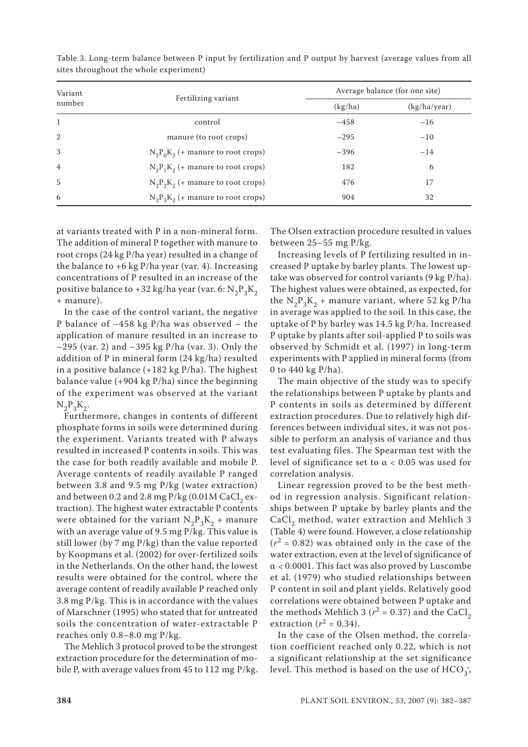Table 3. Long-term balance between P input by fertilization and P output by harvest (average values from all sites throughout the whole experiment)

| Variant number | Fertilizing variant | Average balance (for one site) | |
|---|---|---|---|
| | | (kg/ha) | (kg/ha/year) |
| 1 | control | −458 | −16 |
| 2 | manure (to root crops) | −295 | −10 |
| 3 | $N_2P_0K_2$ (+ manure to root crops) | −396 | −14 |
| 4 | $N_2P_1K_2$ (+ manure to root crops) | 182 | 6 |
| 5 | $N_2P_2K_2$ (+ manure to root crops) | 476 | 17 |
| 6 | $N_2P_3K_2$ (+ manure to root crops) | 904 | 32 |

at variants treated with P in a non-mineral form. The addition of mineral P together with manure to root crops (24 kg P/ha year) resulted in a change of the balance to +6 kg P/ha year (var. 4). Increasing concentrations of P resulted in an increase of the positive balance to +32 kg/ha year (var. 6: $N_2P_3K_2$ + manure).

In the case of the control variant, the negative P balance of −458 kg P/ha was observed – the application of manure resulted in an increase to −295 (var. 2) and −395 kg P/ha (var. 3). Only the addition of P in mineral form (24 kg/ha) resulted in a positive balance (+182 kg P/ha). The highest balance value (+904 kg P/ha) since the beginning of the experiment was observed at the variant $N_2P_3K_2$.

Furthermore, changes in contents of different phosphate forms in soils were determined during the experiment. Variants treated with P always resulted in increased P contents in soils. This was the case for both readily available and mobile P. Average contents of readily available P ranged between 3.8 and 9.5 mg P/kg (water extraction) and between 0.2 and 2.8 mg P/kg (0.01M $CaCl_2$ extraction). The highest water extractable P contents were obtained for the variant $N_2P_3K_2$ + manure with an average value of 9.5 mg P/kg. This value is still lower (by 7 mg P/kg) than the value reported by Koopmans et al. (2002) for over-fertilized soils in the Netherlands. On the other hand, the lowest results were obtained for the control, where the average content of readily available P reached only 3.8 mg P/kg. This is in accordance with the values of Marschner (1995) who stated that for untreated soils the concentration of water-extractable P reaches only 0.8–8.0 mg P/kg.

The Mehlich 3 protocol proved to be the strongest extraction procedure for the determination of mobile P, with average values from 45 to 112 mg P/kg. The Olsen extraction procedure resulted in values between 25–55 mg P/kg.

Increasing levels of P fertilizing resulted in increased P uptake by barley plants. The lowest uptake was observed for control variants (9 kg P/ha). The highest values were obtained, as expected, for the $N_2P_3K_2$ + manure variant, where 52 kg P/ha in average was applied to the soil. In this case, the uptake of P by barley was 14.5 kg P/ha. Increased P uptake by plants after soil-applied P to soils was observed by Schmidt et al. (1997) in long-term experiments with P applied in mineral forms (from 0 to 440 kg P/ha).

The main objective of the study was to specify the relationships between P uptake by plants and P contents in soils as determined by different extraction procedures. Due to relatively high differences between individual sites, it was not possible to perform an analysis of variance and thus test evaluating files. The Spearman test with the level of significance set to $\alpha < 0.05$ was used for correlation analysis.

Linear regression proved to be the best method in regression analysis. Significant relationships between P uptake by barley plants and the $CaCl_2$ method, water extraction and Mehlich 3 (Table 4) were found. However, a close relationship ($r^2 = 0.82$) was obtained only in the case of the water extraction, even at the level of significance of $\alpha < 0.0001$. This fact was also proved by Luscombe et al. (1979) who studied relationships between P content in soil and plant yields. Relatively good correlations were obtained between P uptake and the methods Mehlich 3 ($r^2 = 0.37$) and the $CaCl_2$ extraction ($r^2 = 0.34$).

In the case of the Olsen method, the correlation coefficient reached only 0.22, which is not a significant relationship at the set significance level. This method is based on the use of $HCO_3^-$,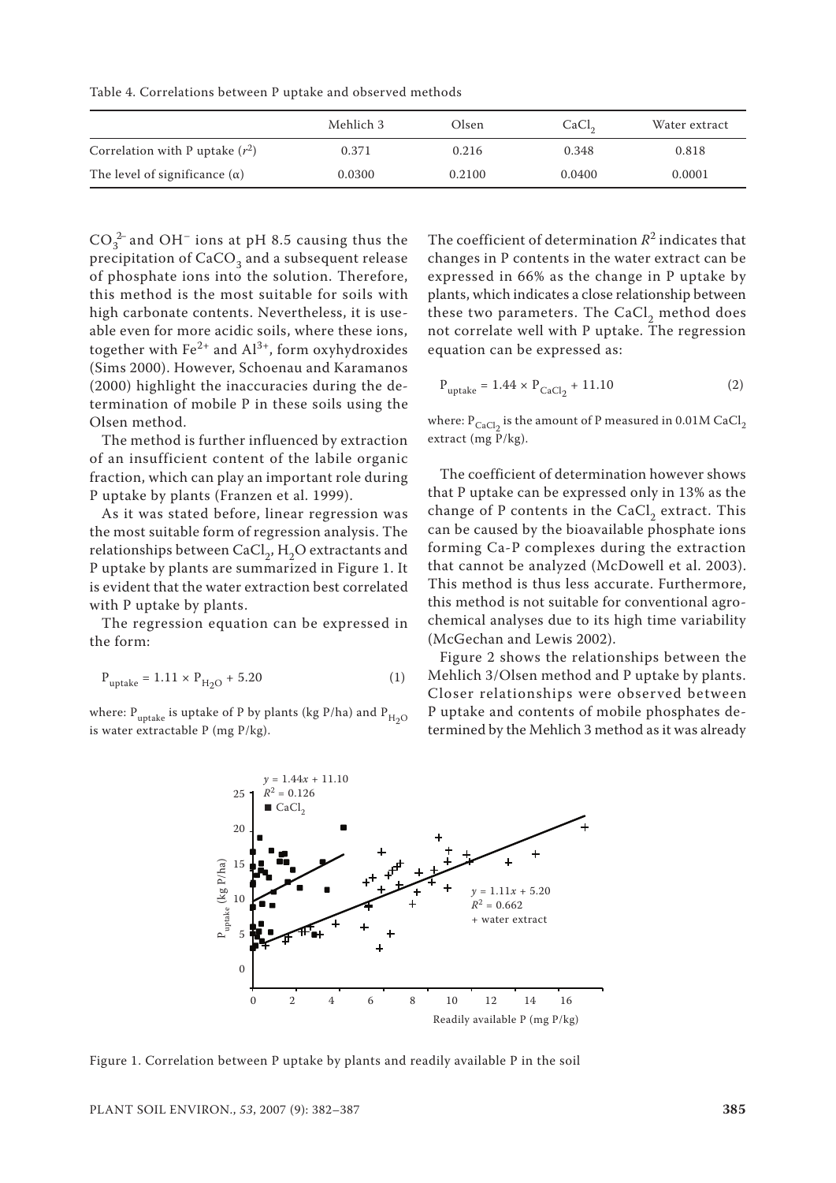Table 4. Correlations between P uptake and observed methods

| | Mehlich 3 | Olsen | $CaCl_2$ | Water extract |
|---|---|---|---|---|
| Correlation with P uptake ($r^2$) | 0.371 | 0.216 | 0.348 | 0.818 |
| The level of significance (α) | 0.0300 | 0.2100 | 0.0400 | 0.0001 |

$CO_3^{2-}$ and $OH^-$ ions at pH 8.5 causing thus the precipitation of $CaCO_3$ and a subsequent release of phosphate ions into the solution. Therefore, this method is the most suitable for soils with high carbonate contents. Nevertheless, it is useable even for more acidic soils, where these ions, together with $Fe^{2+}$ and $Al^{3+}$, form oxyhydroxides (Sims 2000). However, Schoenau and Karamanos (2000) highlight the inaccuracies during the determination of mobile P in these soils using the Olsen method.

The method is further influenced by extraction of an insufficient content of the labile organic fraction, which can play an important role during P uptake by plants (Franzen et al. 1999).

As it was stated before, linear regression was the most suitable form of regression analysis. The relationships between $CaCl_2$, $H_2O$ extractants and P uptake by plants are summarized in Figure 1. It is evident that the water extraction best correlated with P uptake by plants.

The regression equation can be expressed in the form:

$$P_{uptake} = 1.11 \times P_{H_2O} + 5.20 \quad (1)$$

where: $P_{uptake}$ is uptake of P by plants (kg P/ha) and $P_{H_2O}$ is water extractable P (mg P/kg).

The coefficient of determination $R^2$ indicates that changes in P contents in the water extract can be expressed in 66% as the change in P uptake by plants, which indicates a close relationship between these two parameters. The $CaCl_2$ method does not correlate well with P uptake. The regression equation can be expressed as:

$$P_{uptake} = 1.44 \times P_{CaCl_2} + 11.10 \quad (2)$$

where: $P_{CaCl_2}$ is the amount of P measured in 0.01M $CaCl_2$ extract (mg P/kg).

The coefficient of determination however shows that P uptake can be expressed only in 13% as the change of P contents in the $CaCl_2$ extract. This can be caused by the bioavailable phosphate ions forming Ca-P complexes during the extraction that cannot be analyzed (McDowell et al. 2003). This method is thus less accurate. Furthermore, this method is not suitable for conventional agrochemical analyses due to its high time variability (McGechan and Lewis 2002).

Figure 2 shows the relationships between the Mehlich 3/Olsen method and P uptake by plants. Closer relationships were observed between P uptake and contents of mobile phosphates determined by the Mehlich 3 method as it was already

Figure 1. Correlation between P uptake by plants and readily available P in the soil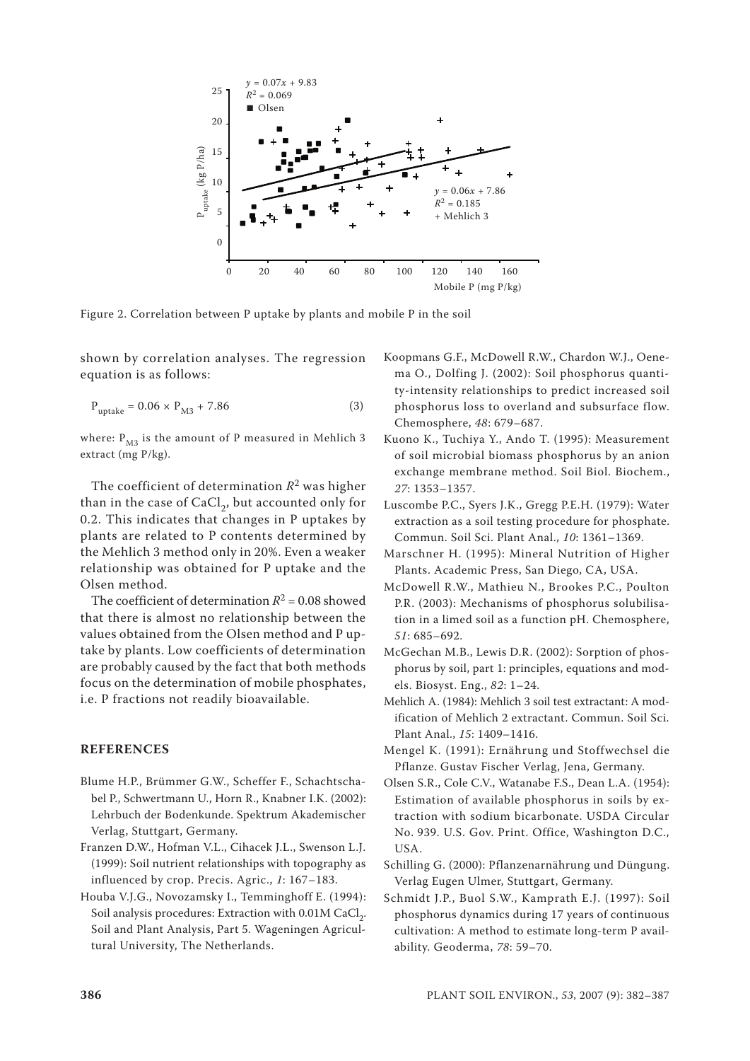Figure 2. Correlation between P uptake by plants and mobile P in the soil

shown by correlation analyses. The regression equation is as follows:

$$P_{uptake} = 0.06 \times P_{M3} + 7.86 \quad (3)$$

where: $P_{M3}$ is the amount of P measured in Mehlich 3 extract (mg P/kg).

The coefficient of determination $R^2$ was higher than in the case of $CaCl_2$, but accounted only for 0.2. This indicates that changes in P uptakes by plants are related to P contents determined by the Mehlich 3 method only in 20%. Even a weaker relationship was obtained for P uptake and the Olsen method.

The coefficient of determination $R^2 = 0.08$ showed that there is almost no relationship between the values obtained from the Olsen method and P uptake by plants. Low coefficients of determination are probably caused by the fact that both methods focus on the determination of mobile phosphates, i.e. P fractions not readily bioavailable.

## REFERENCES

Blume H.P., Brümmer G.W., Scheffer F., Schachtschabel P., Schwertmann U., Horn R., Knabner I.K. (2002): Lehrbuch der Bodenkunde. Spektrum Akademischer Verlag, Stuttgart, Germany.

Franzen D.W., Hofman V.L., Cihacek J.L., Swenson L.J. (1999): Soil nutrient relationships with topography as influenced by crop. Precis. Agric., *1*: 167–183.

Houba V.J.G., Novozamsky I., Temminghoff E. (1994): Soil analysis procedures: Extraction with 0.01M $CaCl_2$. Soil and Plant Analysis, Part 5. Wageningen Agricultural University, The Netherlands.

Koopmans G.F., McDowell R.W., Chardon W.J., Oenema O., Dolfing J. (2002): Soil phosphorus quantity-intensity relationships to predict increased soil phosphorus loss to overland and subsurface flow. Chemosphere, *48*: 679–687.

Kuono K., Tuchiya Y., Ando T. (1995): Measurement of soil microbial biomass phosphorus by an anion exchange membrane method. Soil Biol. Biochem., *27*: 1353–1357.

Luscombe P.C., Syers J.K., Gregg P.E.H. (1979): Water extraction as a soil testing procedure for phosphate. Commun. Soil Sci. Plant Anal., *10*: 1361–1369.

Marschner H. (1995): Mineral Nutrition of Higher Plants. Academic Press, San Diego, CA, USA.

McDowell R.W., Mathieu N., Brookes P.C., Poulton P.R. (2003): Mechanisms of phosphorus solubilisation in a limed soil as a function pH. Chemosphere, *51*: 685–692.

McGechan M.B., Lewis D.R. (2002): Sorption of phosphorus by soil, part 1: principles, equations and models. Biosyst. Eng., *82*: 1–24.

Mehlich A. (1984): Mehlich 3 soil test extractant: A modification of Mehlich 2 extractant. Commun. Soil Sci. Plant Anal., *15*: 1409–1416.

Mengel K. (1991): Ernährung und Stoffwechsel die Pflanze. Gustav Fischer Verlag, Jena, Germany.

Olsen S.R., Cole C.V., Watanabe F.S., Dean L.A. (1954): Estimation of available phosphorus in soils by extraction with sodium bicarbonate. USDA Circular No. 939. U.S. Gov. Print. Office, Washington D.C., USA.

Schilling G. (2000): Pflanzenarnährung und Düngung. Verlag Eugen Ulmer, Stuttgart, Germany.

Schmidt J.P., Buol S.W., Kamprath E.J. (1997): Soil phosphorus dynamics during 17 years of continuous cultivation: A method to estimate long-term P availability. Geoderma, *78*: 59–70.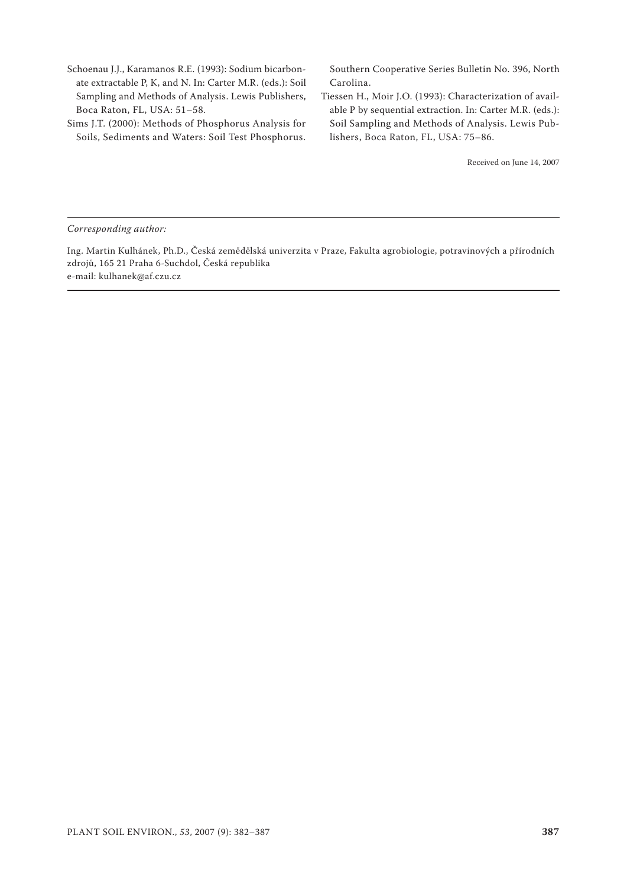Schoenau J.J., Karamanos R.E. (1993): Sodium bicarbonate extractable P, K, and N. In: Carter M.R. (eds.): Soil Sampling and Methods of Analysis. Lewis Publishers, Boca Raton, FL, USA: 51–58.

Sims J.T. (2000): Methods of Phosphorus Analysis for Soils, Sediments and Waters: Soil Test Phosphorus. Southern Cooperative Series Bulletin No. 396, North Carolina.

Tiessen H., Moir J.O. (1993): Characterization of available P by sequential extraction. In: Carter M.R. (eds.): Soil Sampling and Methods of Analysis. Lewis Publishers, Boca Raton, FL, USA: 75–86.

Received on June 14, 2007

---

*Corresponding author:*

Ing. Martin Kulhánek, Ph.D., Česká zemědělská univerzita v Praze, Fakulta agrobiologie, potravinových a přírodních zdrojů, 165 21 Praha 6-Suchdol, Česká republika
e-mail: kulhanek@af.czu.cz